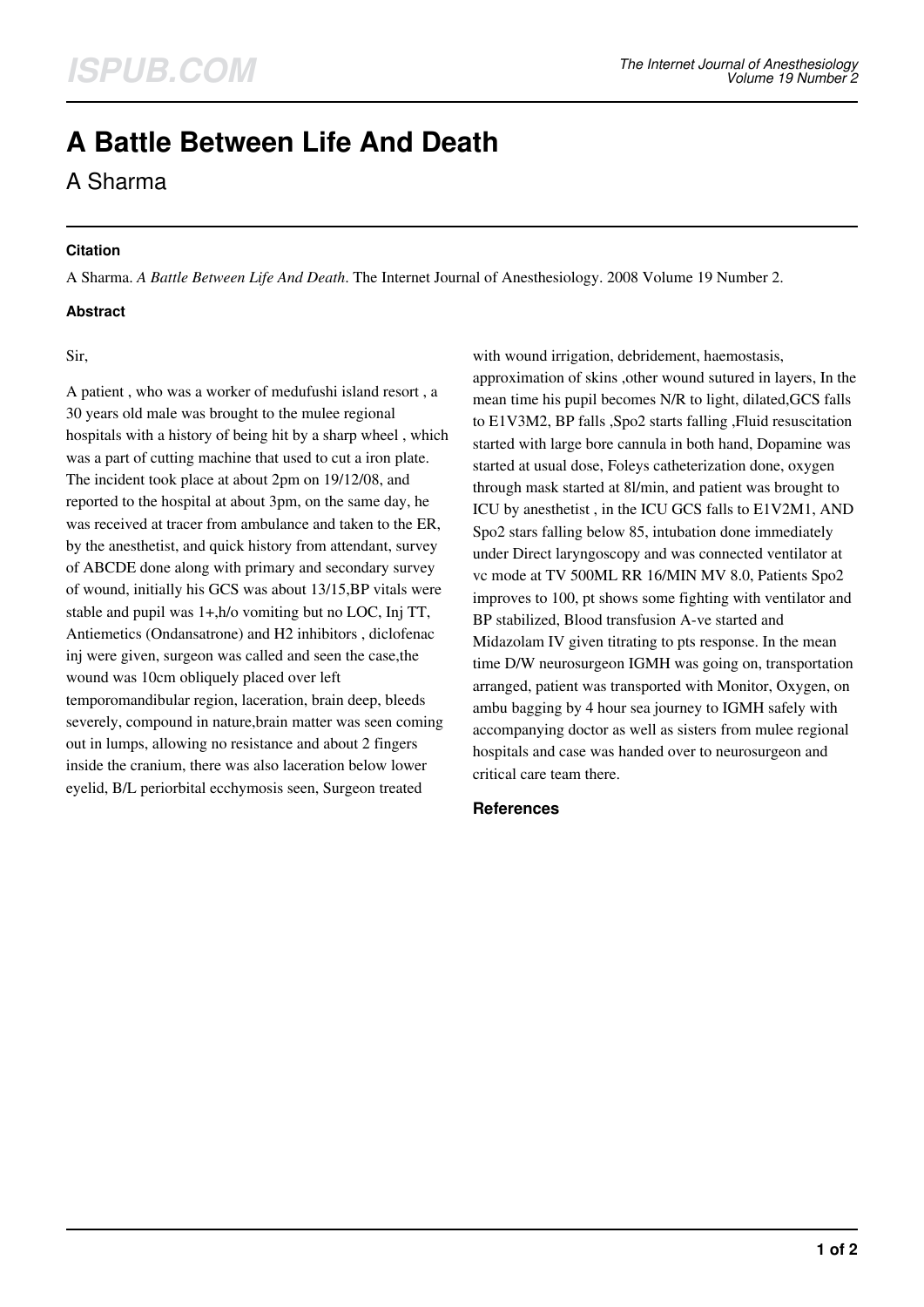# A Battle Between Life And Death

A Sharma

### Citation

A Sharma. *A Battle Between Life And Death*. The Internet Journal of Anesthesiology. 2008 Volume 19 Number 2.

### Abstract

Sir,

A patient , who was a worker of medufushi island resort , a 30 years old male was brought to the mulee regional hospitals with a history of being hit by a sharp wheel , which was a part of cutting machine that used to cut a iron plate. The incident took place at about 2pm on 19/12/08, and reported to the hospital at about 3pm, on the same day, he was received at tracer from ambulance and taken to the ER, by the anesthetist, and quick history from attendant, survey of ABCDE done along with primary and secondary survey of wound, initially his GCS was about 13/15,BP vitals were stable and pupil was 1+,h/o vomiting but no LOC, Inj TT, Antiemetics (Ondansatrone) and H2 inhibitors , diclofenac inj were given, surgeon was called and seen the case,the wound was 10cm obliquely placed over left temporomandibular region, laceration, brain deep, bleeds severely, compound in nature,brain matter was seen coming out in lumps, allowing no resistance and about 2 fingers inside the cranium, there was also laceration below lower eyelid, B/L periorbital ecchymosis seen, Surgeon treated with wound irrigation, debridement, haemostasis, approximation of skins ,other wound sutured in layers, In the mean time his pupil becomes N/R to light, dilated,GCS falls to E1V3M2, BP falls ,Spo2 starts falling ,Fluid resuscitation started with large bore cannula in both hand, Dopamine was started at usual dose, Foleys catheterization done, oxygen through mask started at 8l/min, and patient was brought to ICU by anesthetist , in the ICU GCS falls to E1V2M1, AND Spo2 stars falling below 85, intubation done immediately under Direct laryngoscopy and was connected ventilator at vc mode at TV 500ML RR 16/MIN MV 8.0, Patients Spo2 improves to 100, pt shows some fighting with ventilator and BP stabilized, Blood transfusion A-ve started and Midazolam IV given titrating to pts response. In the mean time D/W neurosurgeon IGMH was going on, transportation arranged, patient was transported with Monitor, Oxygen, on ambu bagging by 4 hour sea journey to IGMH safely with accompanying doctor as well as sisters from mulee regional hospitals and case was handed over to neurosurgeon and critical care team there.

### References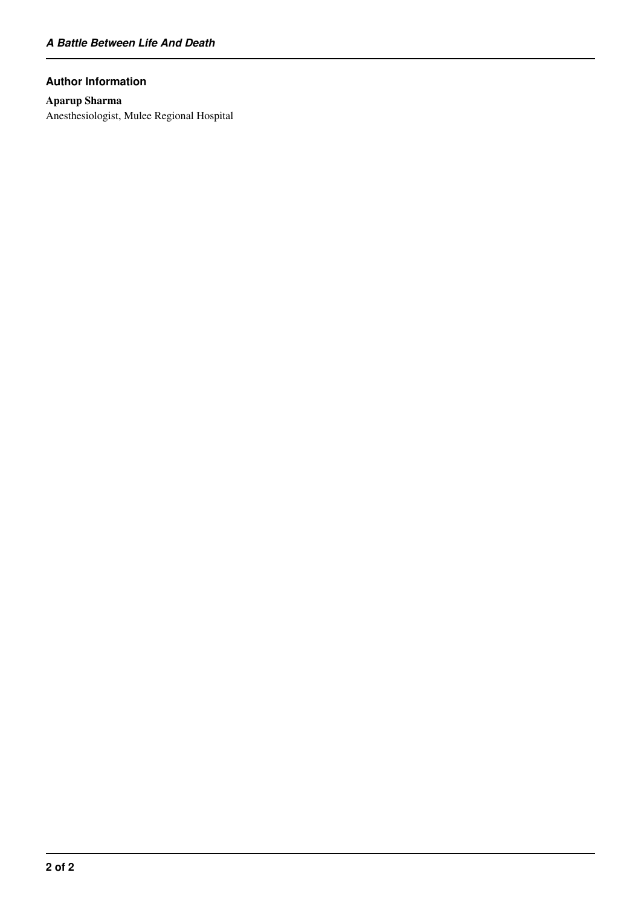### Author Information

**Aparup Sharma**
Anesthesiologist, Mulee Regional Hospital